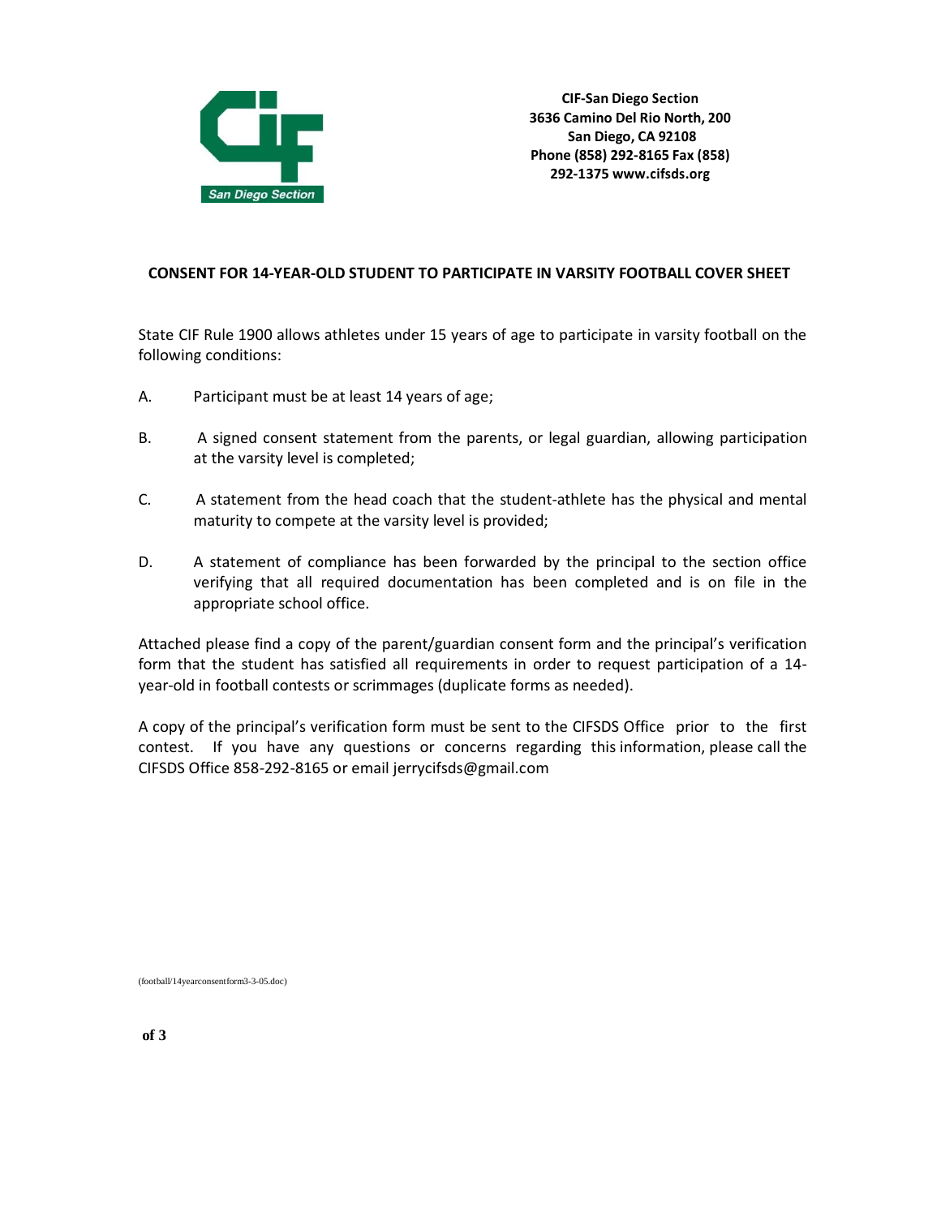**CIF-San Diego Section**
**3636 Camino Del Rio North, 200**
**San Diego, CA 92108**
**Phone (858) 292-8165 Fax (858) 292-1375 www.cifsds.org**

## CONSENT FOR 14-YEAR-OLD STUDENT TO PARTICIPATE IN VARSITY FOOTBALL COVER SHEET

State CIF Rule 1900 allows athletes under 15 years of age to participate in varsity football on the following conditions:

A. Participant must be at least 14 years of age;

B. A signed consent statement from the parents, or legal guardian, allowing participation at the varsity level is completed;

C. A statement from the head coach that the student-athlete has the physical and mental maturity to compete at the varsity level is provided;

D. A statement of compliance has been forwarded by the principal to the section office verifying that all required documentation has been completed and is on file in the appropriate school office.

Attached please find a copy of the parent/guardian consent form and the principal's verification form that the student has satisfied all requirements in order to request participation of a 14-year-old in football contests or scrimmages (duplicate forms as needed).

A copy of the principal's verification form must be sent to the CIFSDS Office prior to the first contest. If you have any questions or concerns regarding this information, please call the CIFSDS Office 858-292-8165 or email jerrycifsds@gmail.com

(football/14yearconsentform3-3-05.doc)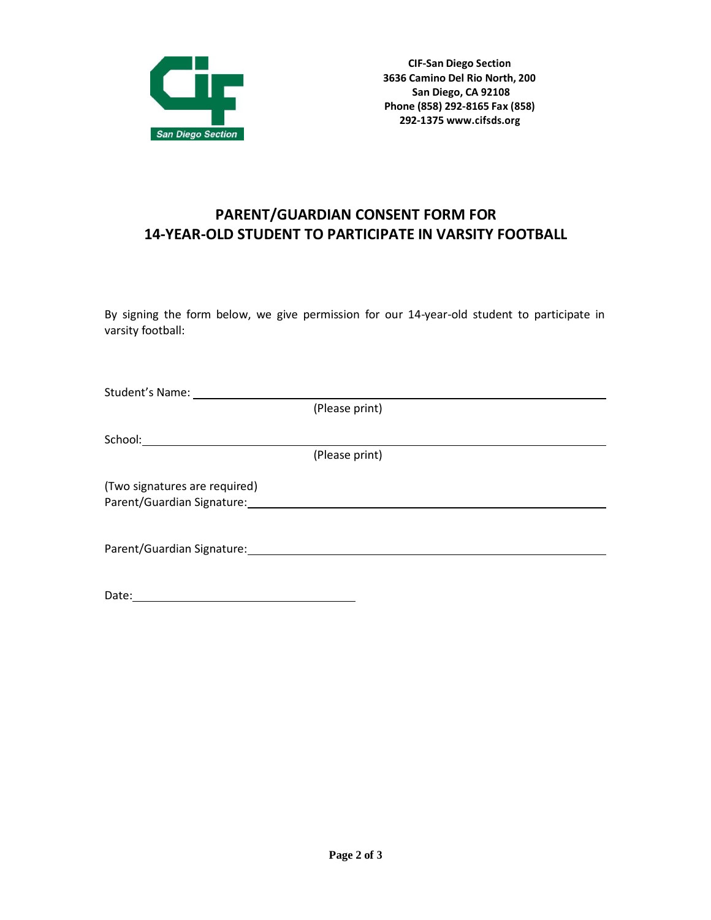**CIF-San Diego Section**
**3636 Camino Del Rio North, 200**
**San Diego, CA 92108**
**Phone (858) 292-8165 Fax (858) 292-1375 www.cifsds.org**

## PARENT/GUARDIAN CONSENT FORM FOR 14-YEAR-OLD STUDENT TO PARTICIPATE IN VARSITY FOOTBALL

By signing the form below, we give permission for our 14-year-old student to participate in varsity football:

Student's Name: ______________________________________________
(Please print)

School: ______________________________________________
(Please print)

(Two signatures are required)
Parent/Guardian Signature: ______________________________________________

Parent/Guardian Signature: ______________________________________________

Date: ______________________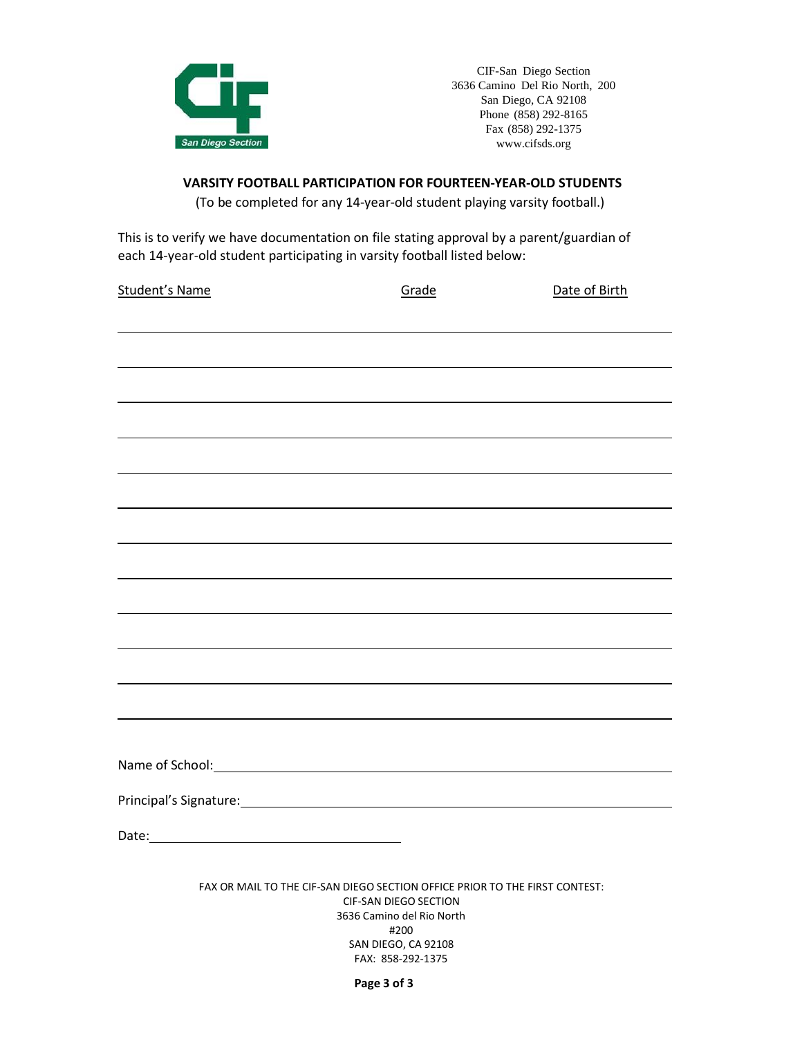CIF-San Diego Section
3636 Camino Del Rio North, 200
San Diego, CA 92108
Phone (858) 292-8165
Fax (858) 292-1375
www.cifsds.org

**VARSITY FOOTBALL PARTICIPATION FOR FOURTEEN-YEAR-OLD STUDENTS**

(To be completed for any 14-year-old student playing varsity football.)

This is to verify we have documentation on file stating approval by a parent/guardian of each 14-year-old student participating in varsity football listed below:

| Student's Name | Grade | Date of Birth |
|---|---|---|
| | | |
| | | |
| | | |
| | | |
| | | |
| | | |
| | | |
| | | |
| | | |
| | | |
| | | |
| | | |

Name of School: ______________________________

Principal's Signature: ______________________________

Date: ____________________

FAX OR MAIL TO THE CIF-SAN DIEGO SECTION OFFICE PRIOR TO THE FIRST CONTEST:
CIF-SAN DIEGO SECTION
3636 Camino del Rio North
#200
SAN DIEGO, CA 92108
FAX: 858-292-1375